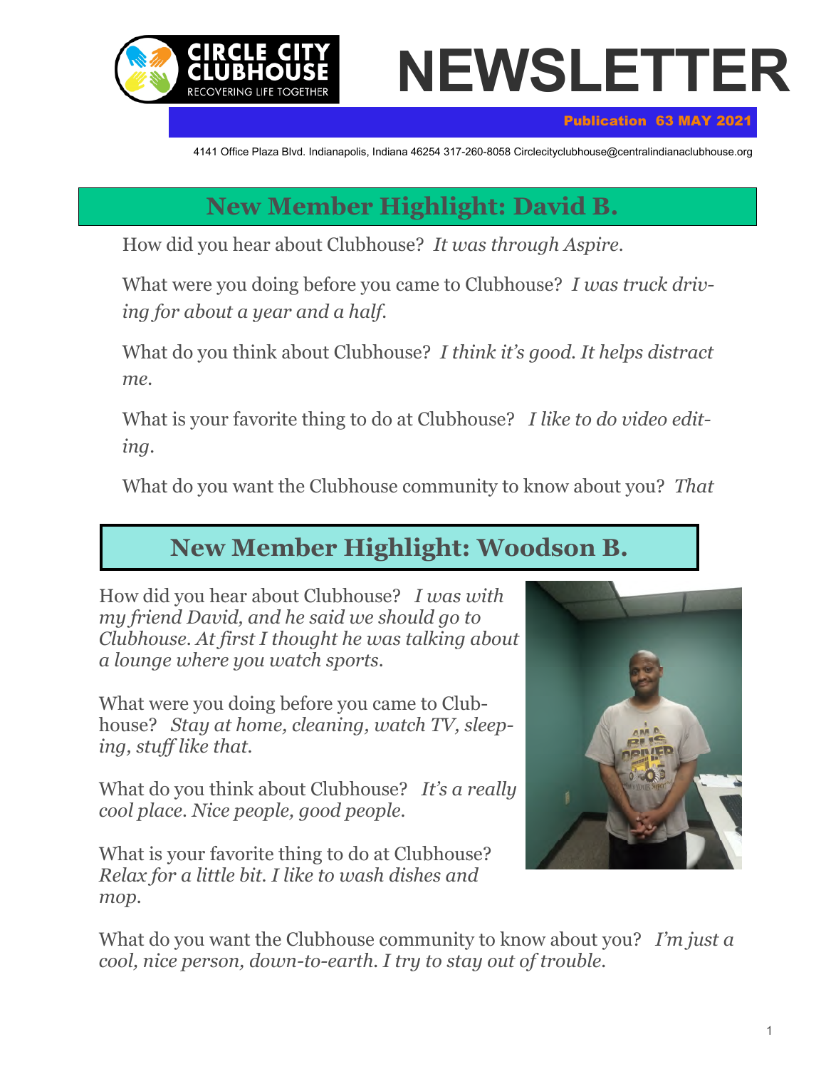CIRCLE CITY CLUBHOUSE
RECOVERING LIFE TOGETHER

# NEWSLETTER

**Publication 63 MAY 2021**

4141 Office Plaza Blvd. Indianapolis, Indiana 46254 317-260-8058 Circlecityclubhouse@centralindianaclubhouse.org

## New Member Highlight: David B.

How did you hear about Clubhouse? *It was through Aspire.*

What were you doing before you came to Clubhouse? *I was truck driving for about a year and a half.*

What do you think about Clubhouse? *I think it's good. It helps distract me.*

What is your favorite thing to do at Clubhouse? *I like to do video editing.*

What do you want the Clubhouse community to know about you? *That*

## New Member Highlight: Woodson B.

How did you hear about Clubhouse? *I was with my friend David, and he said we should go to Clubhouse. At first I thought he was talking about a lounge where you watch sports.*

What were you doing before you came to Clubhouse? *Stay at home, cleaning, watch TV, sleeping, stuff like that.*

What do you think about Clubhouse? *It's a really cool place. Nice people, good people.*

What is your favorite thing to do at Clubhouse? *Relax for a little bit. I like to wash dishes and mop.*

What do you want the Clubhouse community to know about you? *I'm just a cool, nice person, down-to-earth. I try to stay out of trouble.*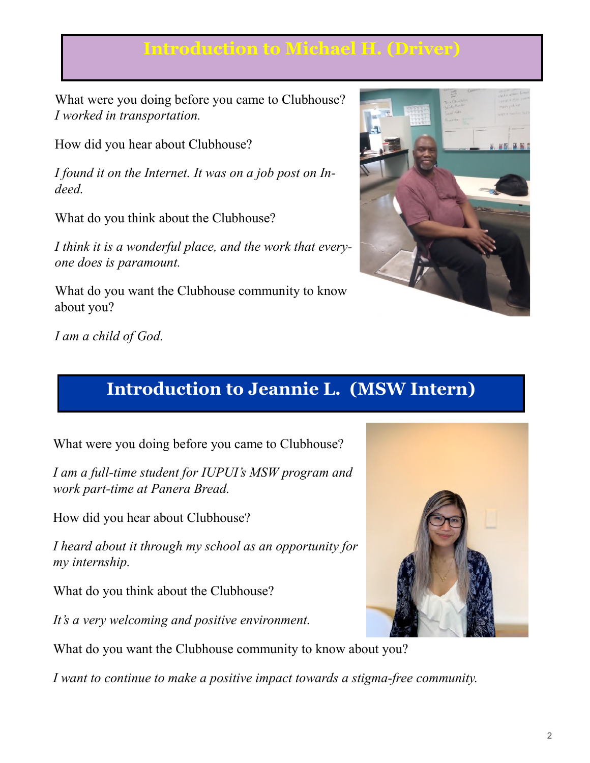## Introduction to Michael H. (Driver)

What were you doing before you came to Clubhouse?

*I worked in transportation.*

How did you hear about Clubhouse?

*I found it on the Internet. It was on a job post on Indeed.*

What do you think about the Clubhouse?

*I think it is a wonderful place, and the work that everyone does is paramount.*

What do you want the Clubhouse community to know about you?

*I am a child of God.*

## Introduction to Jeannie L. (MSW Intern)

What were you doing before you came to Clubhouse?

*I am a full-time student for IUPUI's MSW program and work part-time at Panera Bread.*

How did you hear about Clubhouse?

*I heard about it through my school as an opportunity for my internship.*

What do you think about the Clubhouse?

*It's a very welcoming and positive environment.*

What do you want the Clubhouse community to know about you?

*I want to continue to make a positive impact towards a stigma-free community.*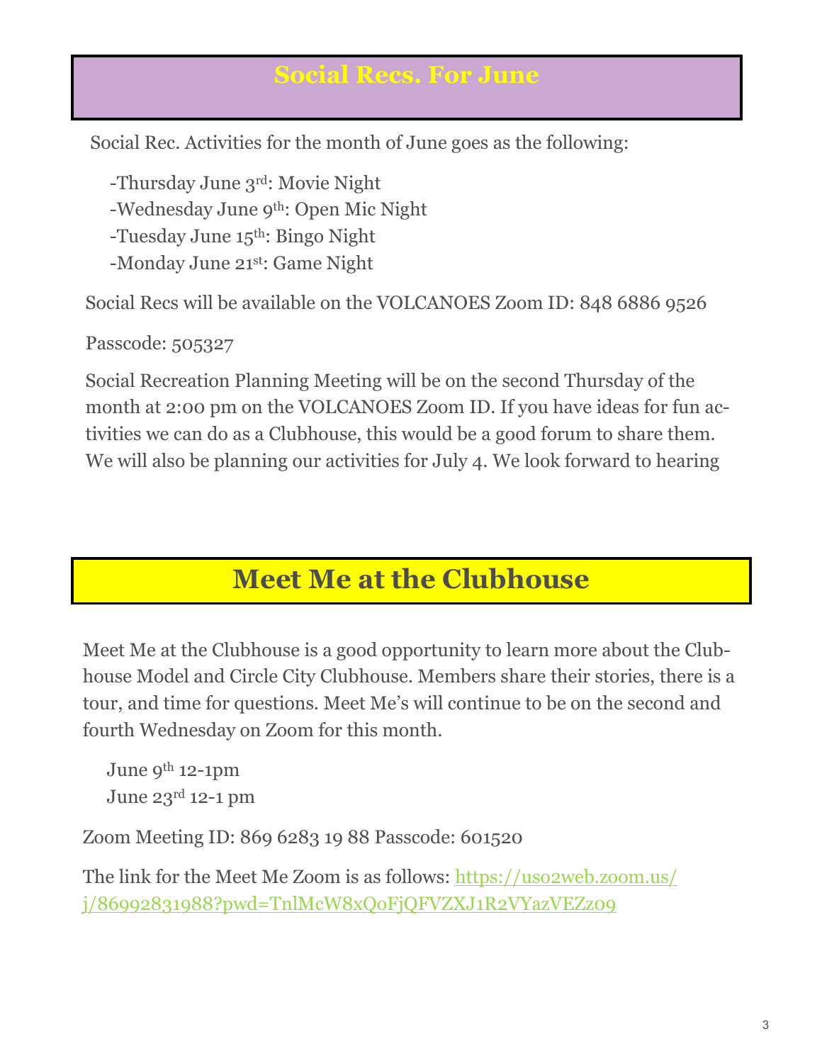## Social Recs. For June

Social Rec. Activities for the month of June goes as the following:

-Thursday June 3rd: Movie Night
-Wednesday June 9th: Open Mic Night
-Tuesday June 15th: Bingo Night
-Monday June 21st: Game Night

Social Recs will be available on the VOLCANOES Zoom ID: 848 6886 9526

Passcode: 505327

Social Recreation Planning Meeting will be on the second Thursday of the month at 2:00 pm on the VOLCANOES Zoom ID. If you have ideas for fun activities we can do as a Clubhouse, this would be a good forum to share them. We will also be planning our activities for July 4. We look forward to hearing

## Meet Me at the Clubhouse

Meet Me at the Clubhouse is a good opportunity to learn more about the Clubhouse Model and Circle City Clubhouse. Members share their stories, there is a tour, and time for questions. Meet Me's will continue to be on the second and fourth Wednesday on Zoom for this month.

June 9th 12-1pm
June 23rd 12-1 pm

Zoom Meeting ID: 869 6283 19 88 Passcode: 601520

The link for the Meet Me Zoom is as follows: [https://us02web.zoom.us/j/86992831988?pwd=TnlMcW8xQ0FjQFVZXJ1R2VYazVEZz09](https://us02web.zoom.us/j/86992831988?pwd=TnlMcW8xQ0FjQFVZXJ1R2VYazVEZz09)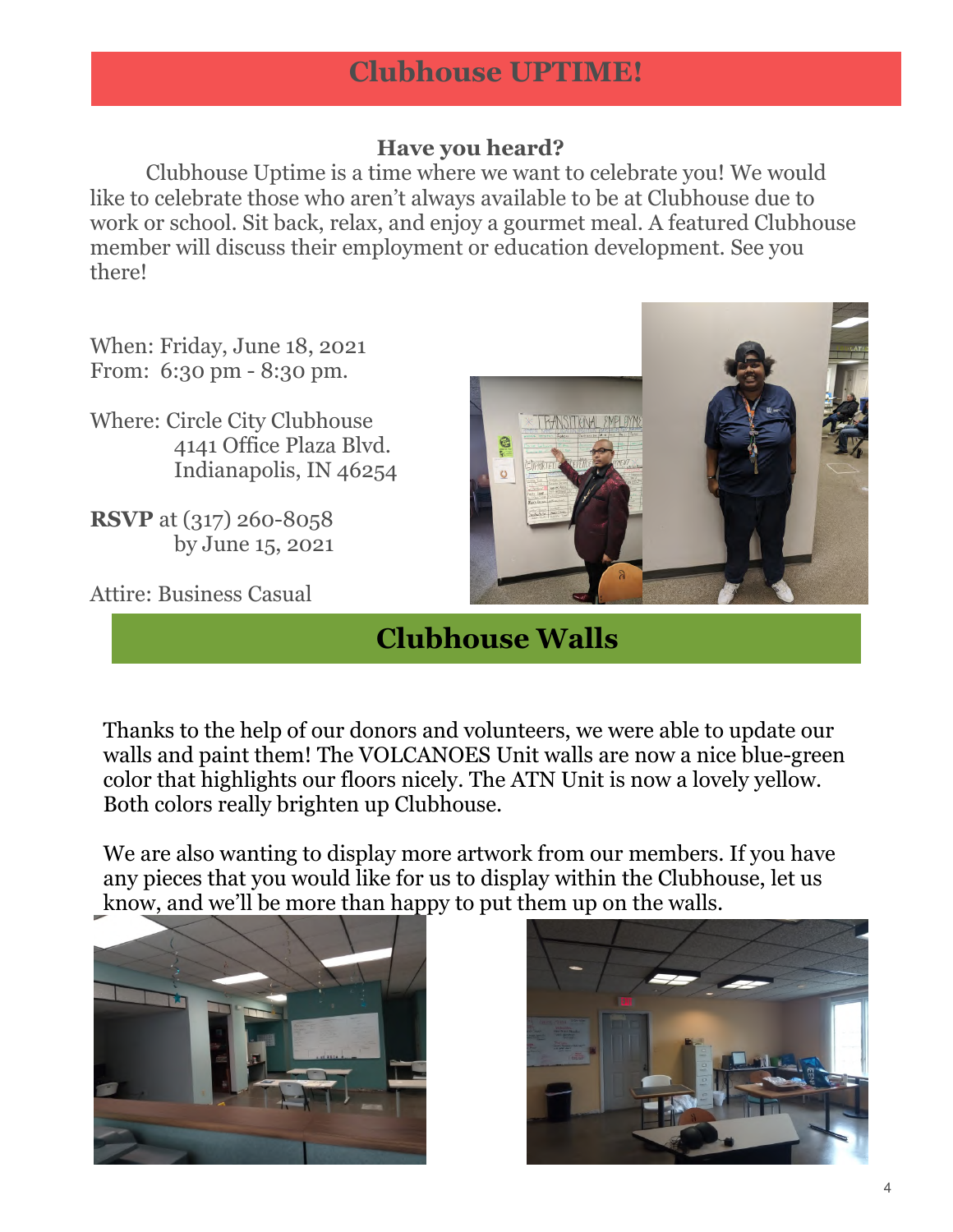# Clubhouse UPTIME!

### Have you heard?

Clubhouse Uptime is a time where we want to celebrate you! We would like to celebrate those who aren't always available to be at Clubhouse due to work or school. Sit back, relax, and enjoy a gourmet meal. A featured Clubhouse member will discuss their employment or education development. See you there!

When: Friday, June 18, 2021
From: 6:30 pm - 8:30 pm.

Where: Circle City Clubhouse
4141 Office Plaza Blvd.
Indianapolis, IN 46254

**RSVP** at (317) 260-8058
by June 15, 2021

Attire: Business Casual

# Clubhouse Walls

Thanks to the help of our donors and volunteers, we were able to update our walls and paint them! The VOLCANOES Unit walls are now a nice blue-green color that highlights our floors nicely. The ATN Unit is now a lovely yellow. Both colors really brighten up Clubhouse.

We are also wanting to display more artwork from our members. If you have any pieces that you would like for us to display within the Clubhouse, let us know, and we'll be more than happy to put them up on the walls.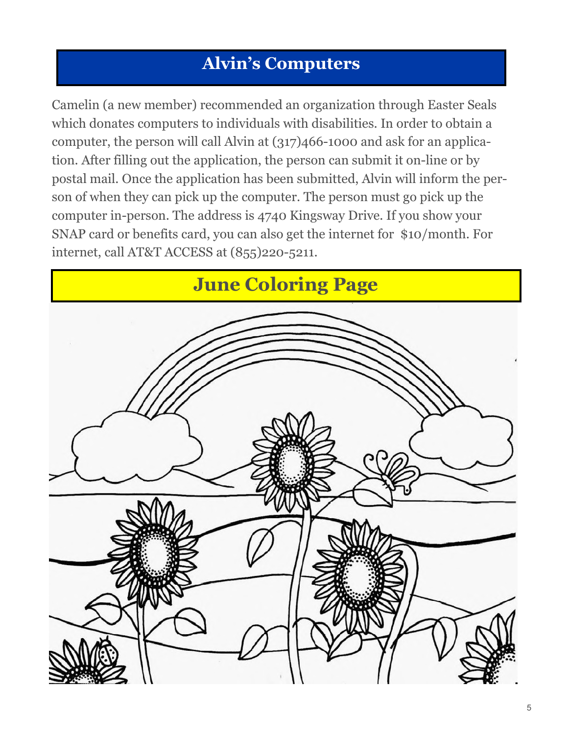## Alvin's Computers

Camelin (a new member) recommended an organization through Easter Seals which donates computers to individuals with disabilities. In order to obtain a computer, the person will call Alvin at (317)466-1000 and ask for an application. After filling out the application, the person can submit it on-line or by postal mail. Once the application has been submitted, Alvin will inform the person of when they can pick up the computer. The person must go pick up the computer in-person. The address is 4740 Kingsway Drive. If you show your SNAP card or benefits card, you can also get the internet for $10/month. For internet, call AT&T ACCESS at (855)220-5211.

## June Coloring Page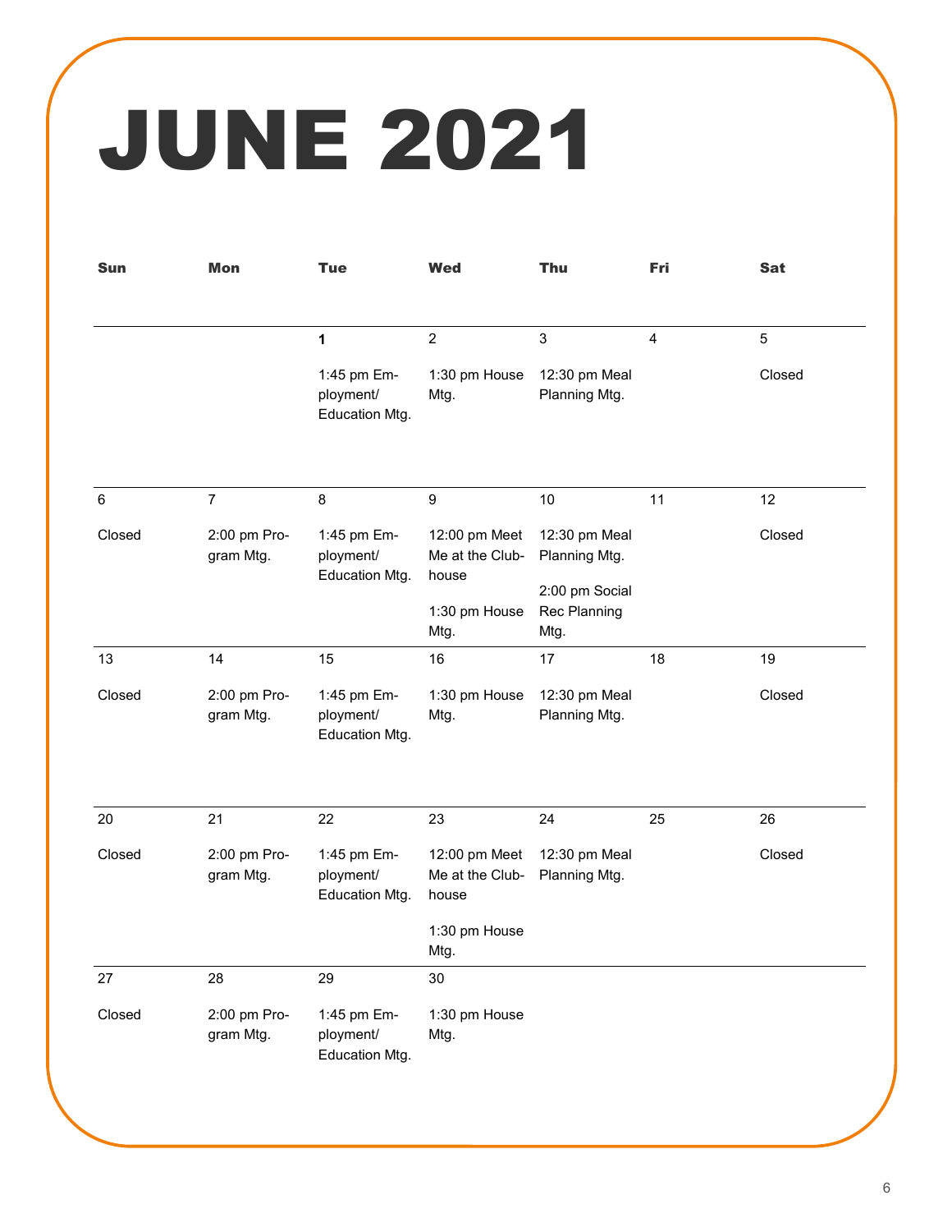# JUNE 2021

| Sun | Mon | Tue | Wed | Thu | Fri | Sat |
|---|---|---|---|---|---|---|
| | | **1**<br><br>1:45 pm Employment/ Education Mtg. | 2<br><br>1:30 pm House Mtg. | 3<br><br>12:30 pm Meal Planning Mtg. | 4 | 5<br><br>Closed |
| 6<br><br>Closed | 7<br><br>2:00 pm Program Mtg. | 8<br><br>1:45 pm Employment/ Education Mtg. | 9<br><br>12:00 pm Meet Me at the Clubhouse<br><br>1:30 pm House Mtg. | 10<br><br>12:30 pm Meal Planning Mtg.<br><br>2:00 pm Social Rec Planning Mtg. | 11 | 12<br><br>Closed |
| 13<br><br>Closed | 14<br><br>2:00 pm Program Mtg. | 15<br><br>1:45 pm Employment/ Education Mtg. | 16<br><br>1:30 pm House Mtg. | 17<br><br>12:30 pm Meal Planning Mtg. | 18 | 19<br><br>Closed |
| 20<br><br>Closed | 21<br><br>2:00 pm Program Mtg. | 22<br><br>1:45 pm Employment/ Education Mtg. | 23<br><br>12:00 pm Meet Me at the Clubhouse<br><br>1:30 pm House Mtg. | 24<br><br>12:30 pm Meal Planning Mtg. | 25 | 26<br><br>Closed |
| 27<br><br>Closed | 28<br><br>2:00 pm Program Mtg. | 29<br><br>1:45 pm Employment/ Education Mtg. | 30<br><br>1:30 pm House Mtg. | | | |